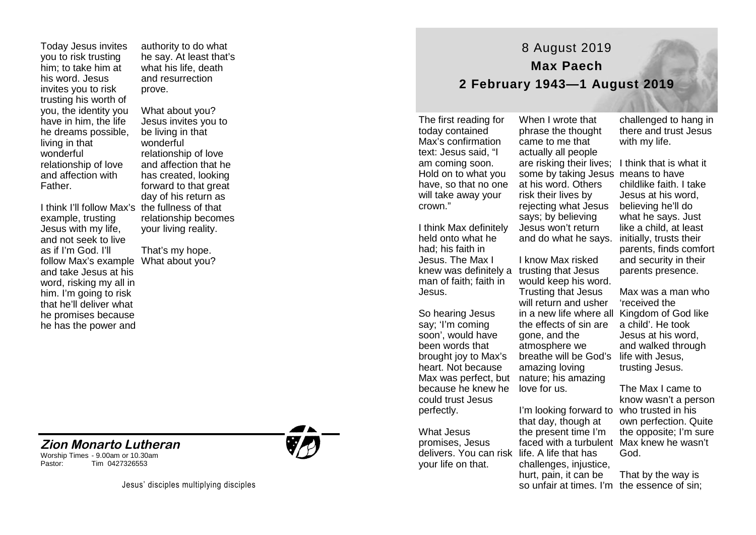Today Jesus invites you to risk trusting him; to take him at his word. Jesus invites you to risk trusting his worth of you, the identity you have in him, the life he dreams possible, living in that wonderful relationship of love and affection with Father.

I think I'll follow Max's example, trusting Jesus with my life, and not seek to live as if I'm God. I'll follow Max's example and take Jesus at his word, risking my all in him. I'm going to risk that he'll deliver what he promises because he has the power and authority to do what he say. At least that's what his life, death and resurrection prove.

What about you? Jesus invites you to be living in that wonderful relationship of love and affection that he has created, looking forward to that great day of his return as the fullness of that relationship becomes your living reality.

That's my hope. What about you?

***Zion Monarto Lutheran***

Worship Times - 9.00am or 10.30am
Pastor: Tim 0427326553

Jesus' disciples multiplying disciples

# 8 August 2019

## Max Paech

## 2 February 1943—1 August 2019

The first reading for today contained Max's confirmation text: Jesus said, "I am coming soon. Hold on to what you have, so that no one will take away your crown."

I think Max definitely held onto what he had; his faith in Jesus. The Max I knew was definitely a man of faith; faith in Jesus.

So hearing Jesus say; 'I'm coming soon', would have been words that brought joy to Max's heart. Not because Max was perfect, but because he knew he could trust Jesus perfectly.

What Jesus promises, Jesus delivers. You can risk your life on that.

When I wrote that phrase the thought came to me that actually all people are risking their lives; some by taking Jesus at his word. Others risk their lives by rejecting what Jesus says; by believing Jesus won't return and do what he says.

I know Max risked trusting that Jesus would keep his word. Trusting that Jesus will return and usher in a new life where all the effects of sin are gone, and the atmosphere we breathe will be God's amazing loving nature; his amazing love for us.

I'm looking forward to that day, though at the present time I'm faced with a turbulent life. A life that has challenges, injustice, hurt, pain, it can be so unfair at times. I'm challenged to hang in there and trust Jesus with my life.

I think that is what it means to have childlike faith. I take Jesus at his word, believing he'll do what he says. Just like a child, at least initially, trusts their parents, finds comfort and security in their parents presence.

Max was a man who 'received the Kingdom of God like a child'. He took Jesus at his word, and walked through life with Jesus, trusting Jesus.

The Max I came to know wasn't a person who trusted in his own perfection. Quite the opposite; I'm sure Max knew he wasn't God.

That by the way is the essence of sin;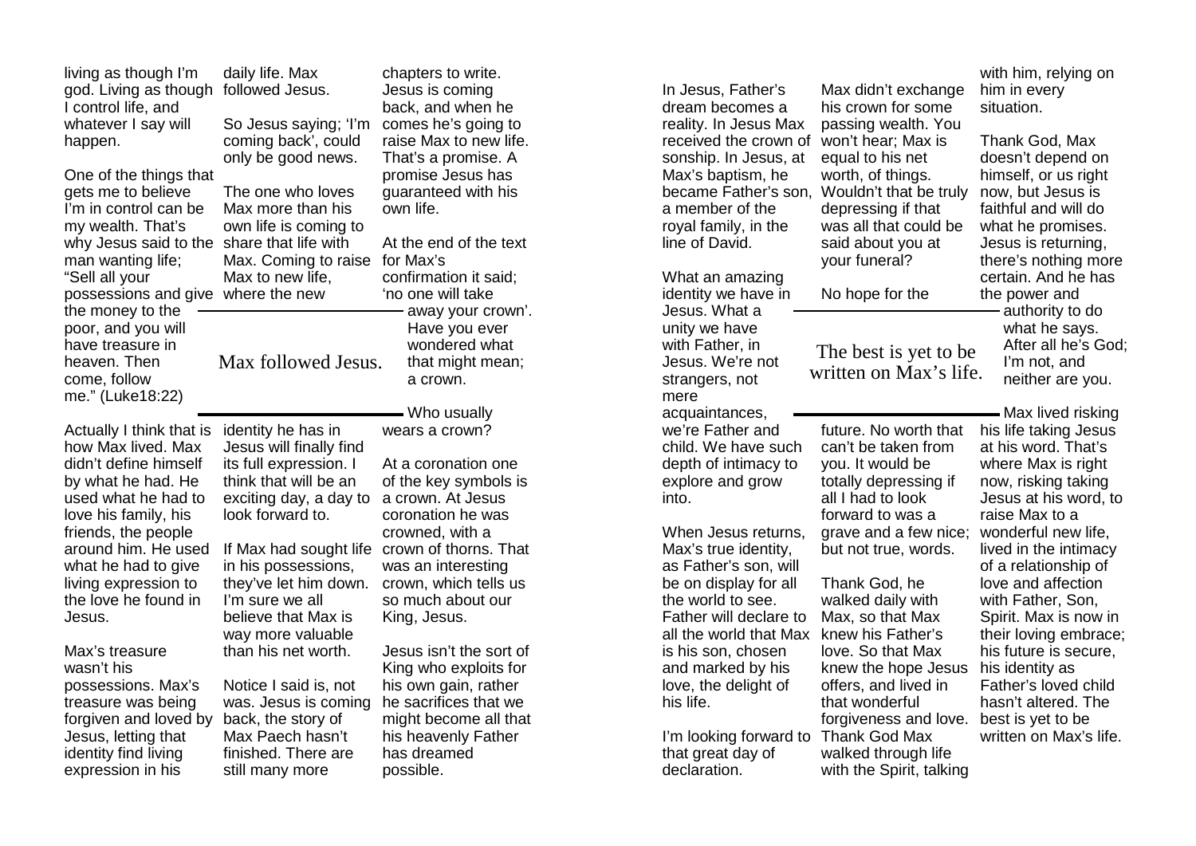living as though I'm god. Living as though I control life, and whatever I say will happen.

One of the things that gets me to believe I'm in control can be my wealth. That's why Jesus said to the man wanting life; "Sell all your possessions and give the money to the poor, and you will have treasure in heaven. Then come, follow me." (Luke18:22)

Actually I think that is how Max lived. Max didn't define himself by what he had. He used what he had to love his family, his friends, the people around him. He used what he had to give living expression to the love he found in Jesus.

Max's treasure wasn't his possessions. Max's treasure was being forgiven and loved by Jesus, letting that identity find living expression in his daily life. Max followed Jesus.

So Jesus saying; 'I'm coming back', could only be good news.

The one who loves Max more than his own life is coming to share that life with Max. Coming to raise Max to new life, where the new identity he has in Jesus will finally find its full expression. I think that will be an exciting day, a day to look forward to.

> Max followed Jesus.

If Max had sought life in his possessions, they've let him down. I'm sure we all believe that Max is way more valuable than his net worth.

Notice I said is, not was. Jesus is coming back, the story of Max Paech hasn't finished. There are still many more chapters to write. Jesus is coming back, and when he comes he's going to raise Max to new life. That's a promise. A promise Jesus has guaranteed with his own life.

At the end of the text for Max's confirmation it said; 'no one will take away your crown'. Have you ever wondered what that might mean; a crown.

Who usually wears a crown?

At a coronation one of the key symbols is a crown. At Jesus coronation he was crowned, with a crown of thorns. That was an interesting crown, which tells us so much about our King, Jesus.

Jesus isn't the sort of King who exploits for his own gain, rather he sacrifices that we might become all that his heavenly Father has dreamed possible.

In Jesus, Father's dream becomes a reality. In Jesus Max received the crown of sonship. In Jesus, at Max's baptism, he became Father's son, a member of the royal family, in the line of David.

What an amazing identity we have in Jesus. What a unity we have with Father, in Jesus. We're not strangers, not mere acquaintances, we're Father and child. We have such depth of intimacy to explore and grow into.

When Jesus returns, Max's true identity, as Father's son, will be on display for all the world to see. Father will declare to all the world that Max is his son, chosen and marked by his love, the delight of his life.

I'm looking forward to that great day of declaration.

Max didn't exchange his crown for some passing wealth. You won't hear; Max is equal to his net worth, of things. Wouldn't that be truly depressing if that was all that could be said about you at your funeral?

No hope for the future. No worth that can't be taken from you. It would be totally depressing if all I had to look forward to was a grave and a few nice; but not true, words.

> The best is yet to be written on Max's life.

Thank God, he walked daily with Max, so that Max knew his Father's love. So that Max knew the hope Jesus offers, and lived in that wonderful forgiveness and love. Thank God Max walked through life with the Spirit, talking with him, relying on him in every situation.

Thank God, Max doesn't depend on himself, or us right now, but Jesus is faithful and will do what he promises. Jesus is returning, there's nothing more certain. And he has the power and authority to do what he says. After all he's God; I'm not, and neither are you.

Max lived risking his life taking Jesus at his word. That's where Max is right now, risking taking Jesus at his word, to raise Max to a wonderful new life, lived in the intimacy of a relationship of love and affection with Father, Son, Spirit. Max is now in their loving embrace; his future is secure, his identity as Father's loved child hasn't altered. The best is yet to be written on Max's life.